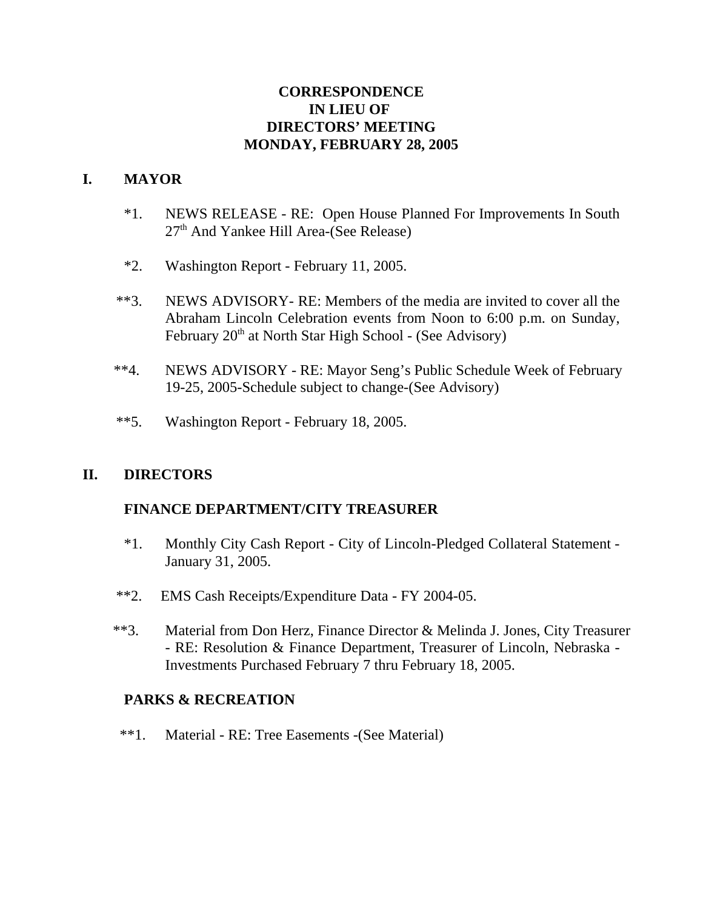# CORRESPONDENCE
# IN LIEU OF
# DIRECTORS' MEETING
# MONDAY, FEBRUARY 28, 2005

## I. MAYOR

*1. NEWS RELEASE - RE: Open House Planned For Improvements In South 27th And Yankee Hill Area-(See Release)

*2. Washington Report - February 11, 2005.

**3. NEWS ADVISORY- RE: Members of the media are invited to cover all the Abraham Lincoln Celebration events from Noon to 6:00 p.m. on Sunday, February 20th at North Star High School - (See Advisory)

**4. NEWS ADVISORY - RE: Mayor Seng's Public Schedule Week of February 19-25, 2005-Schedule subject to change-(See Advisory)

**5. Washington Report - February 18, 2005.

## II. DIRECTORS

### FINANCE DEPARTMENT/CITY TREASURER

*1. Monthly City Cash Report - City of Lincoln-Pledged Collateral Statement - January 31, 2005.

**2. EMS Cash Receipts/Expenditure Data - FY 2004-05.

**3. Material from Don Herz, Finance Director & Melinda J. Jones, City Treasurer - RE: Resolution & Finance Department, Treasurer of Lincoln, Nebraska - Investments Purchased February 7 thru February 18, 2005.

### PARKS & RECREATION

**1. Material - RE: Tree Easements -(See Material)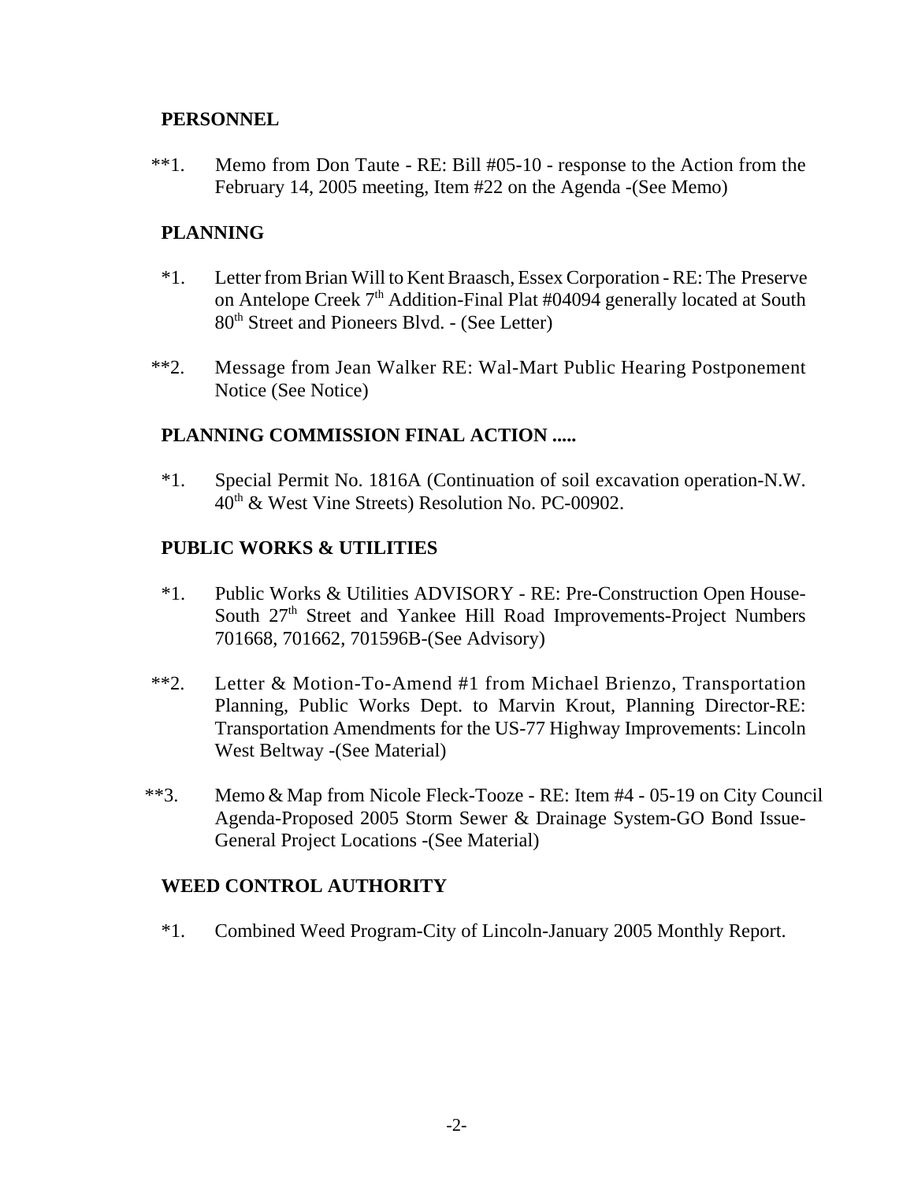**PERSONNEL**

**1. Memo from Don Taute - RE: Bill #05-10 - response to the Action from the February 14, 2005 meeting, Item #22 on the Agenda -(See Memo)

**PLANNING**

*1. Letter from Brian Will to Kent Braasch, Essex Corporation - RE: The Preserve on Antelope Creek 7th Addition-Final Plat #04094 generally located at South 80th Street and Pioneers Blvd. - (See Letter)

**2. Message from Jean Walker RE: Wal-Mart Public Hearing Postponement Notice (See Notice)

**PLANNING COMMISSION FINAL ACTION .....**

*1. Special Permit No. 1816A (Continuation of soil excavation operation-N.W. 40th & West Vine Streets) Resolution No. PC-00902.

**PUBLIC WORKS & UTILITIES**

*1. Public Works & Utilities ADVISORY - RE: Pre-Construction Open House-South 27th Street and Yankee Hill Road Improvements-Project Numbers 701668, 701662, 701596B-(See Advisory)

**2. Letter & Motion-To-Amend #1 from Michael Brienzo, Transportation Planning, Public Works Dept. to Marvin Krout, Planning Director-RE: Transportation Amendments for the US-77 Highway Improvements: Lincoln West Beltway -(See Material)

**3. Memo & Map from Nicole Fleck-Tooze - RE: Item #4 - 05-19 on City Council Agenda-Proposed 2005 Storm Sewer & Drainage System-GO Bond Issue-General Project Locations -(See Material)

**WEED CONTROL AUTHORITY**

*1. Combined Weed Program-City of Lincoln-January 2005 Monthly Report.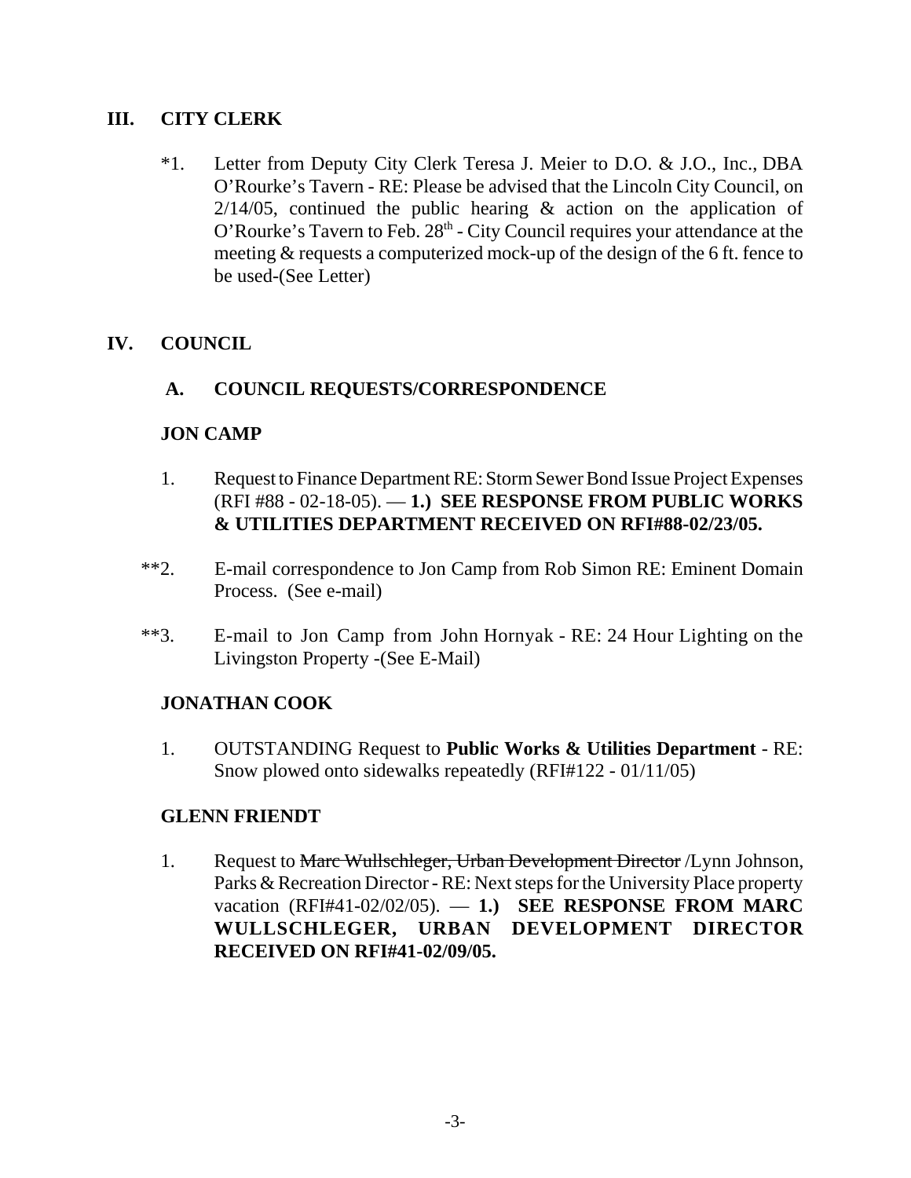## III. CITY CLERK

*1. Letter from Deputy City Clerk Teresa J. Meier to D.O. & J.O., Inc., DBA O'Rourke's Tavern - RE: Please be advised that the Lincoln City Council, on 2/14/05, continued the public hearing & action on the application of O'Rourke's Tavern to Feb. 28th - City Council requires your attendance at the meeting & requests a computerized mock-up of the design of the 6 ft. fence to be used-(See Letter)

## IV. COUNCIL

### A. COUNCIL REQUESTS/CORRESPONDENCE

**JON CAMP**

1. Request to Finance Department RE: Storm Sewer Bond Issue Project Expenses (RFI #88 - 02-18-05). — **1.) SEE RESPONSE FROM PUBLIC WORKS & UTILITIES DEPARTMENT RECEIVED ON RFI#88-02/23/05.**

**2. E-mail correspondence to Jon Camp from Rob Simon RE: Eminent Domain Process. (See e-mail)

**3. E-mail to Jon Camp from John Hornyak - RE: 24 Hour Lighting on the Livingston Property -(See E-Mail)

**JONATHAN COOK**

1. OUTSTANDING Request to **Public Works & Utilities Department** - RE: Snow plowed onto sidewalks repeatedly (RFI#122 - 01/11/05)

**GLENN FRIENDT**

1. Request to ~~Marc Wullschleger, Urban Development Director~~ /Lynn Johnson, Parks & Recreation Director - RE: Next steps for the University Place property vacation (RFI#41-02/02/05). — **1.) SEE RESPONSE FROM MARC WULLSCHLEGER, URBAN DEVELOPMENT DIRECTOR RECEIVED ON RFI#41-02/09/05.**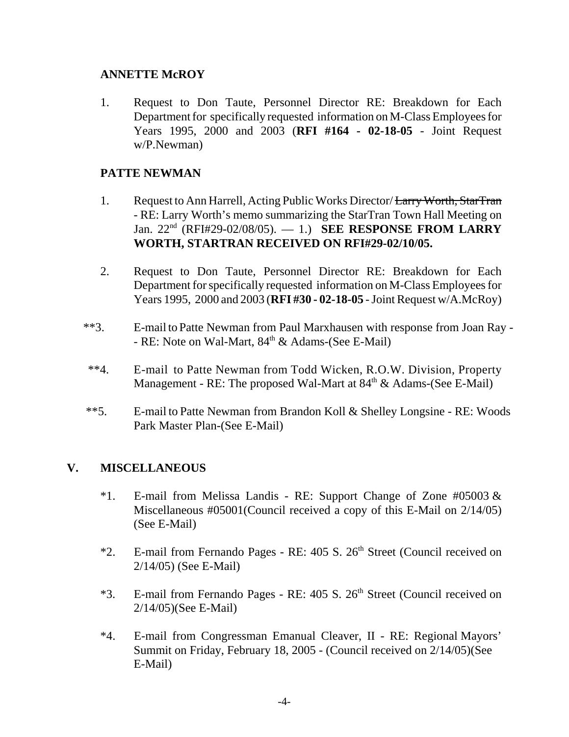**ANNETTE McROY**

1. Request to Don Taute, Personnel Director RE: Breakdown for Each Department for specifically requested information on M-Class Employees for Years 1995, 2000 and 2003 (**RFI #164 - 02-18-05** - Joint Request w/P.Newman)

**PATTE NEWMAN**

1. Request to Ann Harrell, Acting Public Works Director/ ~~Larry Worth, StarTran~~ - RE: Larry Worth's memo summarizing the StarTran Town Hall Meeting on Jan. 22nd (RFI#29-02/08/05). — 1.) **SEE RESPONSE FROM LARRY WORTH, STARTRAN RECEIVED ON RFI#29-02/10/05.**

2. Request to Don Taute, Personnel Director RE: Breakdown for Each Department for specifically requested information on M-Class Employees for Years 1995, 2000 and 2003 (**RFI #30 - 02-18-05** - Joint Request w/A.McRoy)

**3. E-mail to Patte Newman from Paul Marxhausen with response from Joan Ray - - RE: Note on Wal-Mart, 84th & Adams-(See E-Mail)

**4. E-mail to Patte Newman from Todd Wicken, R.O.W. Division, Property Management - RE: The proposed Wal-Mart at 84th & Adams-(See E-Mail)

**5. E-mail to Patte Newman from Brandon Koll & Shelley Longsine - RE: Woods Park Master Plan-(See E-Mail)

## V. MISCELLANEOUS

*1. E-mail from Melissa Landis - RE: Support Change of Zone #05003 & Miscellaneous #05001(Council received a copy of this E-Mail on 2/14/05) (See E-Mail)

*2. E-mail from Fernando Pages - RE: 405 S. 26th Street (Council received on 2/14/05) (See E-Mail)

*3. E-mail from Fernando Pages - RE: 405 S. 26th Street (Council received on 2/14/05)(See E-Mail)

*4. E-mail from Congressman Emanual Cleaver, II - RE: Regional Mayors' Summit on Friday, February 18, 2005 - (Council received on 2/14/05)(See E-Mail)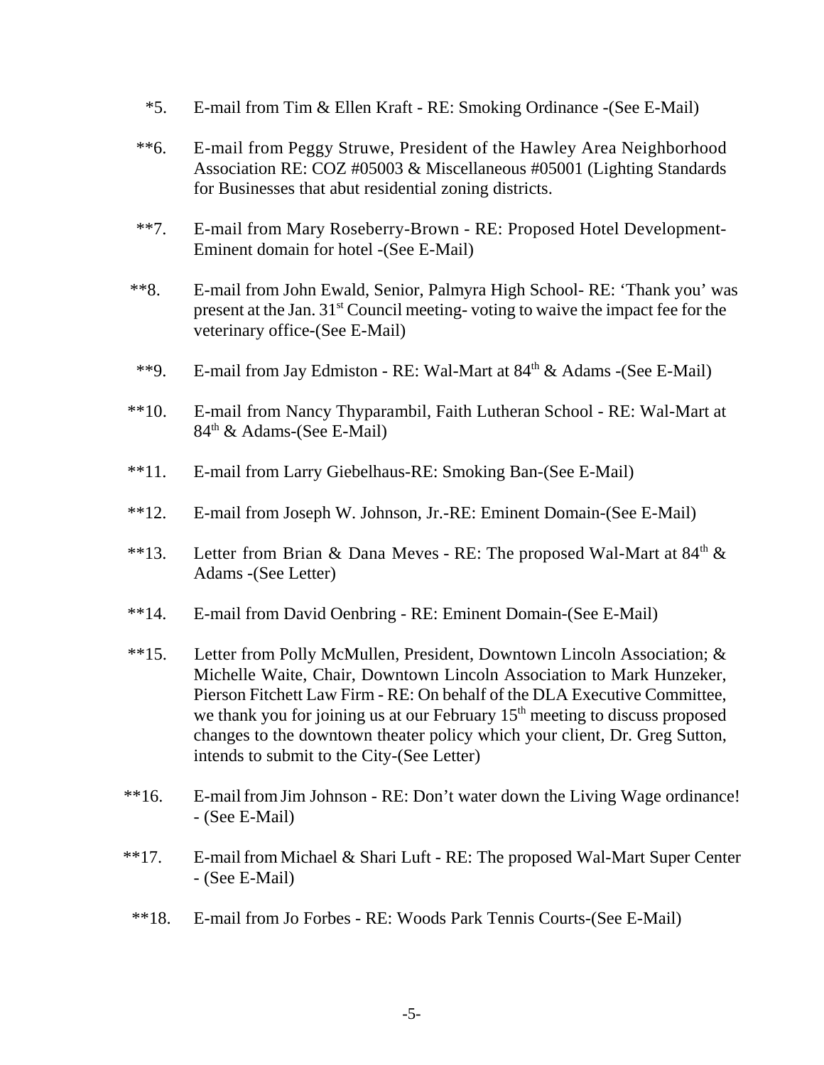*5. E-mail from Tim & Ellen Kraft - RE: Smoking Ordinance -(See E-Mail)

**6. E-mail from Peggy Struwe, President of the Hawley Area Neighborhood Association RE: COZ #05003 & Miscellaneous #05001 (Lighting Standards for Businesses that abut residential zoning districts.

**7. E-mail from Mary Roseberry-Brown - RE: Proposed Hotel Development- Eminent domain for hotel -(See E-Mail)

**8. E-mail from John Ewald, Senior, Palmyra High School- RE: 'Thank you' was present at the Jan. 31st Council meeting- voting to waive the impact fee for the veterinary office-(See E-Mail)

**9. E-mail from Jay Edmiston - RE: Wal-Mart at 84th & Adams -(See E-Mail)

**10. E-mail from Nancy Thyparambil, Faith Lutheran School - RE: Wal-Mart at 84th & Adams-(See E-Mail)

**11. E-mail from Larry Giebelhaus-RE: Smoking Ban-(See E-Mail)

**12. E-mail from Joseph W. Johnson, Jr.-RE: Eminent Domain-(See E-Mail)

**13. Letter from Brian & Dana Meves - RE: The proposed Wal-Mart at 84th & Adams -(See Letter)

**14. E-mail from David Oenbring - RE: Eminent Domain-(See E-Mail)

**15. Letter from Polly McMullen, President, Downtown Lincoln Association; & Michelle Waite, Chair, Downtown Lincoln Association to Mark Hunzeker, Pierson Fitchett Law Firm - RE: On behalf of the DLA Executive Committee, we thank you for joining us at our February 15th meeting to discuss proposed changes to the downtown theater policy which your client, Dr. Greg Sutton, intends to submit to the City-(See Letter)

**16. E-mail from Jim Johnson - RE: Don't water down the Living Wage ordinance! - (See E-Mail)

**17. E-mail from Michael & Shari Luft - RE: The proposed Wal-Mart Super Center - (See E-Mail)

**18. E-mail from Jo Forbes - RE: Woods Park Tennis Courts-(See E-Mail)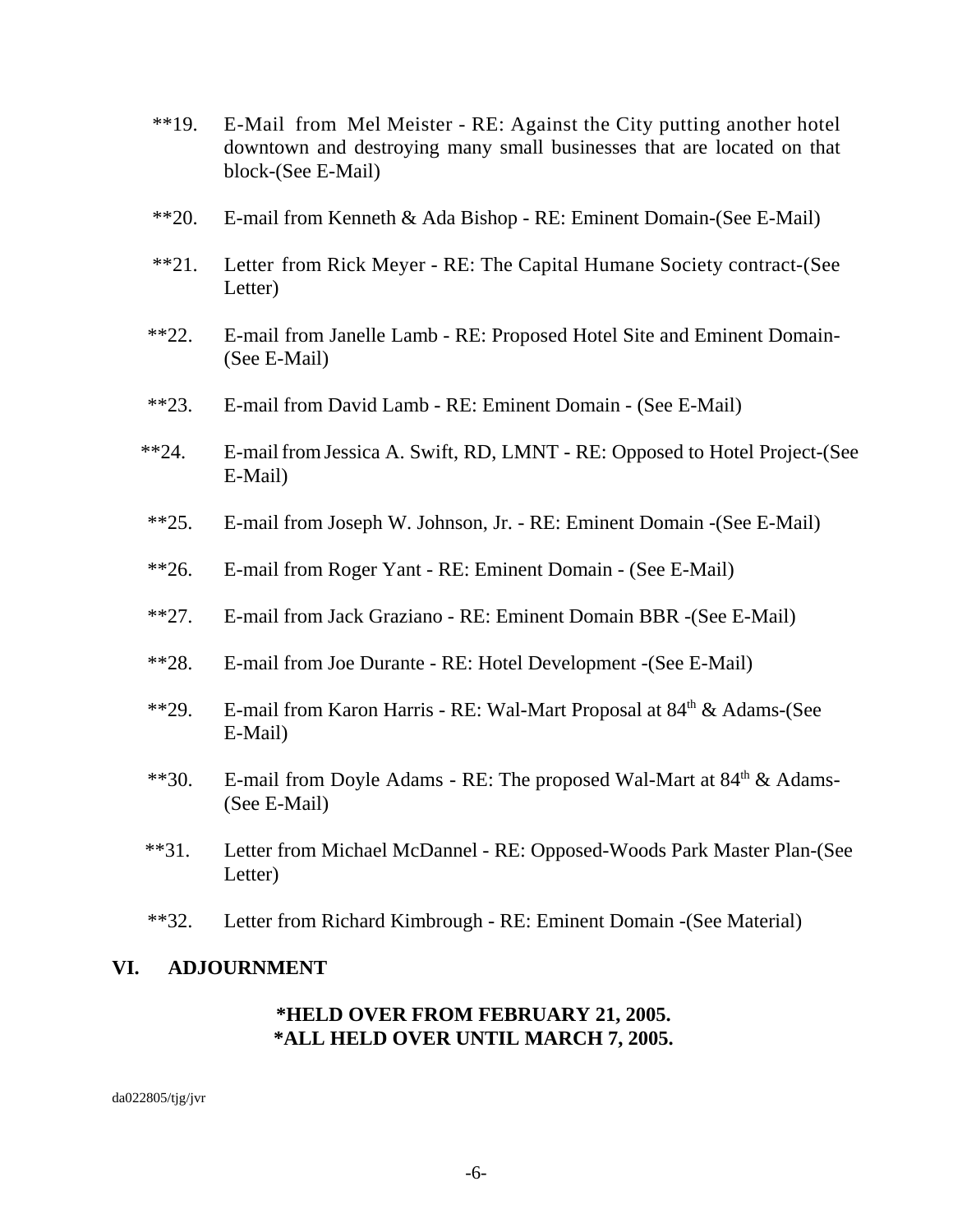**19. E-Mail from Mel Meister - RE: Against the City putting another hotel downtown and destroying many small businesses that are located on that block-(See E-Mail)

**20. E-mail from Kenneth & Ada Bishop - RE: Eminent Domain-(See E-Mail)

**21. Letter from Rick Meyer - RE: The Capital Humane Society contract-(See Letter)

**22. E-mail from Janelle Lamb - RE: Proposed Hotel Site and Eminent Domain-(See E-Mail)

**23. E-mail from David Lamb - RE: Eminent Domain - (See E-Mail)

**24. E-mail from Jessica A. Swift, RD, LMNT - RE: Opposed to Hotel Project-(See E-Mail)

**25. E-mail from Joseph W. Johnson, Jr. - RE: Eminent Domain -(See E-Mail)

**26. E-mail from Roger Yant - RE: Eminent Domain - (See E-Mail)

**27. E-mail from Jack Graziano - RE: Eminent Domain BBR -(See E-Mail)

**28. E-mail from Joe Durante - RE: Hotel Development -(See E-Mail)

**29. E-mail from Karon Harris - RE: Wal-Mart Proposal at 84th & Adams-(See E-Mail)

**30. E-mail from Doyle Adams - RE: The proposed Wal-Mart at 84th & Adams-(See E-Mail)

**31. Letter from Michael McDannel - RE: Opposed-Woods Park Master Plan-(See Letter)

**32. Letter from Richard Kimbrough - RE: Eminent Domain -(See Material)

## VI. ADJOURNMENT

**\*HELD OVER FROM FEBRUARY 21, 2005.**
**\*ALL HELD OVER UNTIL MARCH 7, 2005.**

da022805/tjg/jvr